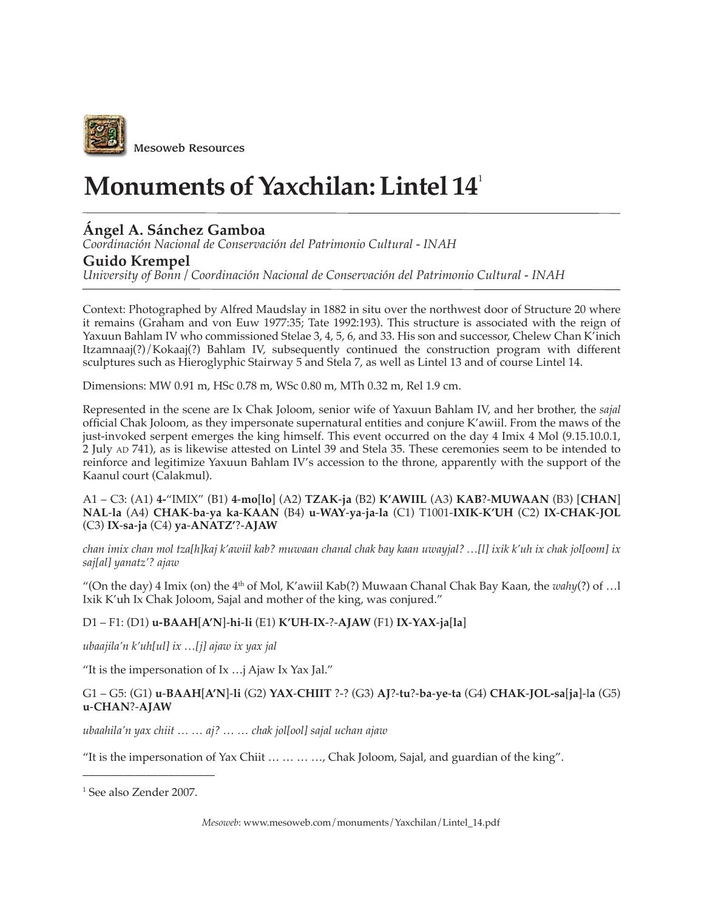Mesoweb Resources

# Monuments of Yaxchilan: Lintel 14[1]

**Ángel A. Sánchez Gamboa**
*Coordinación Nacional de Conservación del Patrimonio Cultural - INAH*

**Guido Krempel**
*University of Bonn / Coordinación Nacional de Conservación del Patrimonio Cultural - INAH*

Context: Photographed by Alfred Maudslay in 1882 in situ over the northwest door of Structure 20 where it remains (Graham and von Euw 1977:35; Tate 1992:193). This structure is associated with the reign of Yaxuun Bahlam IV who commissioned Stelae 3, 4, 5, 6, and 33. His son and successor, Chelew Chan K'inich Itzamnaaj(?)/Kokaaj(?) Bahlam IV, subsequently continued the construction program with different sculptures such as Hieroglyphic Stairway 5 and Stela 7, as well as Lintel 13 and of course Lintel 14.

Dimensions: MW 0.91 m, HSc 0.78 m, WSc 0.80 m, MTh 0.32 m, Rel 1.9 cm.

Represented in the scene are Ix Chak Joloom, senior wife of Yaxuun Bahlam IV, and her brother, the *sajal* official Chak Joloom, as they impersonate supernatural entities and conjure K'awiil. From the maws of the just-invoked serpent emerges the king himself. This event occurred on the day 4 Imix 4 Mol (9.15.10.0.1, 2 July AD 741), as is likewise attested on Lintel 39 and Stela 35. These ceremonies seem to be intended to reinforce and legitimize Yaxuun Bahlam IV's accession to the throne, apparently with the support of the Kaanul court (Calakmul).

A1 – C3: (A1) **4-**"IMIX" (B1) **4-mo[lo]** (A2) **TZAK-ja** (B2) **K'AWIIL** (A3) **KAB**?-**MUWAAN** (B3) **[CHAN] NAL-la** (A4) **CHAK-ba-ya ka-KAAN** (B4) **u-WAY-ya-ja-la** (C1) T1001-**IXIK-K'UH** (C2) **IX-CHAK-JOL** (C3) **IX-sa-ja** (C4) **ya-ANATZ'**?-**AJAW**

*chan imix chan mol tza[h]kaj k'awiil kab? muwaan chanal chak bay kaan uwayjal? …[l] ixik k'uh ix chak jol[oom] ix saj[al] yanatz'? ajaw*

"(On the day) 4 Imix (on) the 4th of Mol, K'awiil Kab(?) Muwaan Chanal Chak Bay Kaan, the *wahy*(?) of …l Ixik K'uh Ix Chak Joloom, Sajal and mother of the king, was conjured."

D1 – F1: (D1) **u-BAAH[A'N]-hi-li** (E1) **K'UH-IX**-?-**AJAW** (F1) **IX-YAX-ja[la]**

*ubaajila'n k'uh[ul] ix …[j] ajaw ix yax jal*

"It is the impersonation of Ix …j Ajaw Ix Yax Jal."

G1 – G5: (G1) **u-BAAH[A'N]-li** (G2) **YAX-CHIIT** ?-? (G3) **AJ**?-**tu**?-**ba-ye-ta** (G4) **CHAK-JOL-sa[ja]-la** (G5) **u-CHAN**?-**AJAW**

*ubaahila'n yax chiit … … aj? … … chak jol[ool] sajal uchan ajaw*

"It is the impersonation of Yax Chiit … … … …, Chak Joloom, Sajal, and guardian of the king".

---

[1] See also Zender 2007.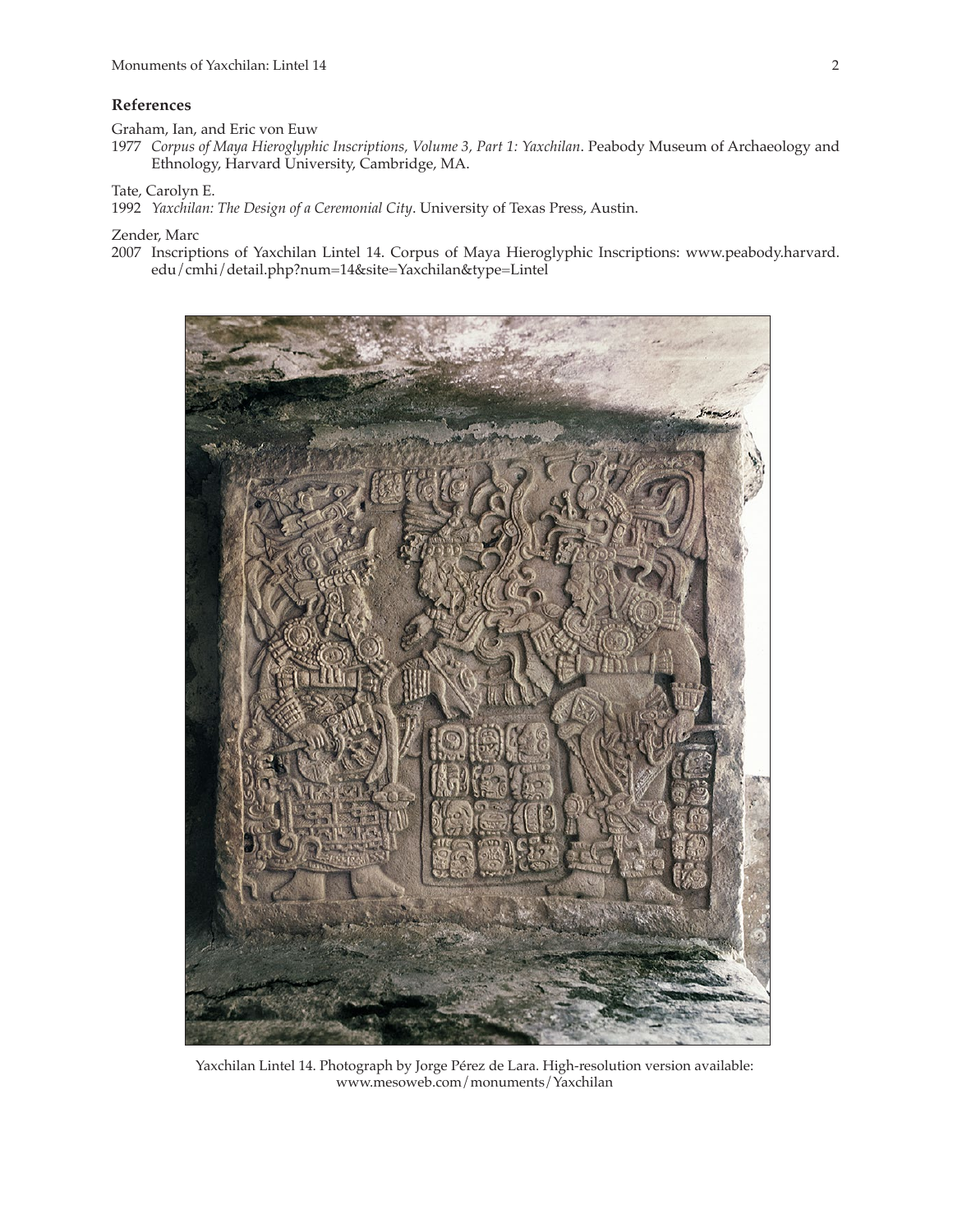## References

Graham, Ian, and Eric von Euw

1977 *Corpus of Maya Hieroglyphic Inscriptions, Volume 3, Part 1: Yaxchilan*. Peabody Museum of Archaeology and Ethnology, Harvard University, Cambridge, MA.

Tate, Carolyn E.

1992 *Yaxchilan: The Design of a Ceremonial City*. University of Texas Press, Austin.

Zender, Marc

2007 Inscriptions of Yaxchilan Lintel 14. Corpus of Maya Hieroglyphic Inscriptions: www.peabody.harvard.edu/cmhi/detail.php?num=14&site=Yaxchilan&type=Lintel

Yaxchilan Lintel 14. Photograph by Jorge Pérez de Lara. High-resolution version available: www.mesoweb.com/monuments/Yaxchilan